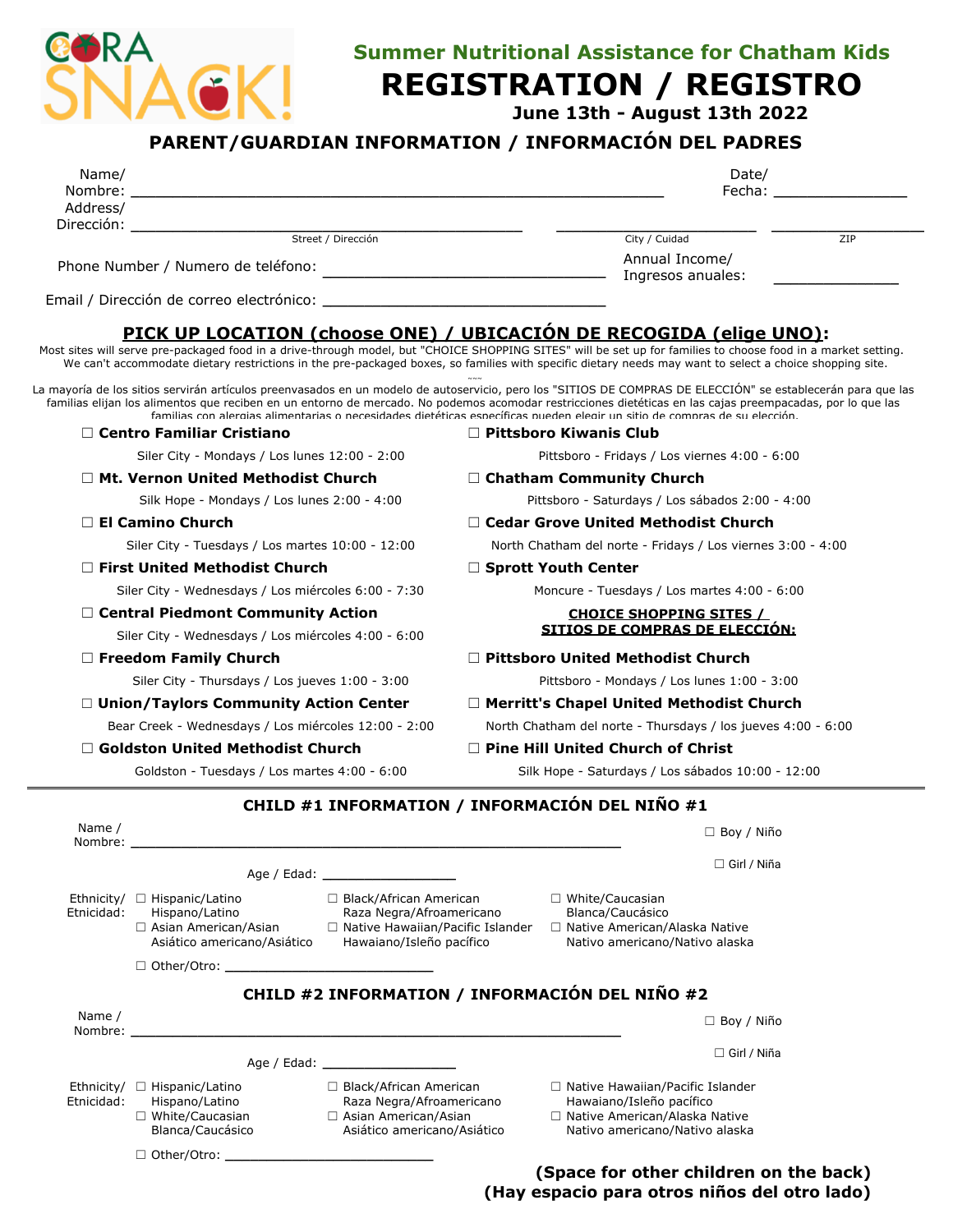CORA SNACK!

## Summer Nutritional Assistance for Chatham Kids

# REGISTRATION / REGISTRO

**June 13th - August 13th 2022**

## PARENT/GUARDIAN INFORMATION / INFORMACIÓN DEL PADRES

Name/ Nombre: ______________________________ Date/ Fecha: _______________

Address/ Dirección: ______________________________ ______________________ ______________
Street / Dirección  City / Cuidad  ZIP

Phone Number / Numero de teléfono: ______________________________ Annual Income/ Ingresos anuales: _____________

Email / Dirección de correo electrónico: ______________________________

## PICK UP LOCATION (choose ONE) / UBICACIÓN DE RECOGIDA (elige UNO):

Most sites will serve pre-packaged food in a drive-through model, but "CHOICE SHOPPING SITES" will be set up for families to choose food in a market setting. We can't accommodate dietary restrictions in the pre-packaged boxes, so families with specific dietary needs may want to select a choice shopping site.

~~~

La mayoría de los sitios servirán artículos preenvasados en un modelo de autoservicio, pero los "SITIOS DE COMPRAS DE ELECCIÓN" se establecerán para que las familias elijan los alimentos que reciben en un entorno de mercado. No podemos acomodar restricciones dietéticas en las cajas preempacadas, por lo que las familias con alergias alimentarias o necesidades dietéticas específicas pueden elegir un sitio de compras de su elección.

- ☐ **Centro Familiar Cristiano**
  Siler City - Mondays / Los lunes 12:00 - 2:00
- ☐ **Mt. Vernon United Methodist Church**
  Silk Hope - Mondays / Los lunes 2:00 - 4:00
- ☐ **El Camino Church**
  Siler City - Tuesdays / Los martes 10:00 - 12:00
- ☐ **First United Methodist Church**
  Siler City - Wednesdays / Los miércoles 6:00 - 7:30
- ☐ **Central Piedmont Community Action**
  Siler City - Wednesdays / Los miércoles 4:00 - 6:00
- ☐ **Freedom Family Church**
  Siler City - Thursdays / Los jueves 1:00 - 3:00
- ☐ **Union/Taylors Community Action Center**
  Bear Creek - Wednesdays / Los miércoles 12:00 - 2:00
- ☐ **Goldston United Methodist Church**
  Goldston - Tuesdays / Los martes 4:00 - 6:00
- ☐ **Pittsboro Kiwanis Club**
  Pittsboro - Fridays / Los viernes 4:00 - 6:00
- ☐ **Chatham Community Church**
  Pittsboro - Saturdays / Los sábados 2:00 - 4:00
- ☐ **Cedar Grove United Methodist Church**
  North Chatham del norte - Fridays / Los viernes 3:00 - 4:00
- ☐ **Sprott Youth Center**
  Moncure - Tuesdays / Los martes 4:00 - 6:00

**CHOICE SHOPPING SITES / SITIOS DE COMPRAS DE ELECCIÓN:**

- ☐ **Pittsboro United Methodist Church**
  Pittsboro - Mondays / Los lunes 1:00 - 3:00
- ☐ **Merritt's Chapel United Methodist Church**
  North Chatham del norte - Thursdays / los jueves 4:00 - 6:00
- ☐ **Pine Hill United Church of Christ**
  Silk Hope - Saturdays / Los sábados 10:00 - 12:00

---

## CHILD #1 INFORMATION / INFORMACIÓN DEL NIÑO #1

Name / Nombre: ______________________________ ☐ Boy / Niño ☐ Girl / Niña

Age / Edad: _______________

Ethnicity/ Etnicidad:
- ☐ Hispanic/Latino Hispano/Latino
- ☐ Black/African American Raza Negra/Afroamericano
- ☐ White/Caucasian Blanca/Caucásico
- ☐ Asian American/Asian Asiático americano/Asiático
- ☐ Native Hawaiian/Pacific Islander Hawaiano/Isleño pacífico
- ☐ Native American/Alaska Native Nativo americano/Nativo alaska
- ☐ Other/Otro: _______________________

## CHILD #2 INFORMATION / INFORMACIÓN DEL NIÑO #2

Name / Nombre: ______________________________ ☐ Boy / Niño ☐ Girl / Niña

Age / Edad: _______________

Ethnicity/ Etnicidad:
- ☐ Hispanic/Latino Hispano/Latino
- ☐ Black/African American Raza Negra/Afroamericano
- ☐ Native Hawaiian/Pacific Islander Hawaiano/Isleño pacífico
- ☐ White/Caucasian Blanca/Caucásico
- ☐ Asian American/Asian Asiático americano/Asiático
- ☐ Native American/Alaska Native Nativo americano/Nativo alaska
- ☐ Other/Otro: _______________________

**(Space for other children on the back)**
**(Hay espacio para otros niños del otro lado)**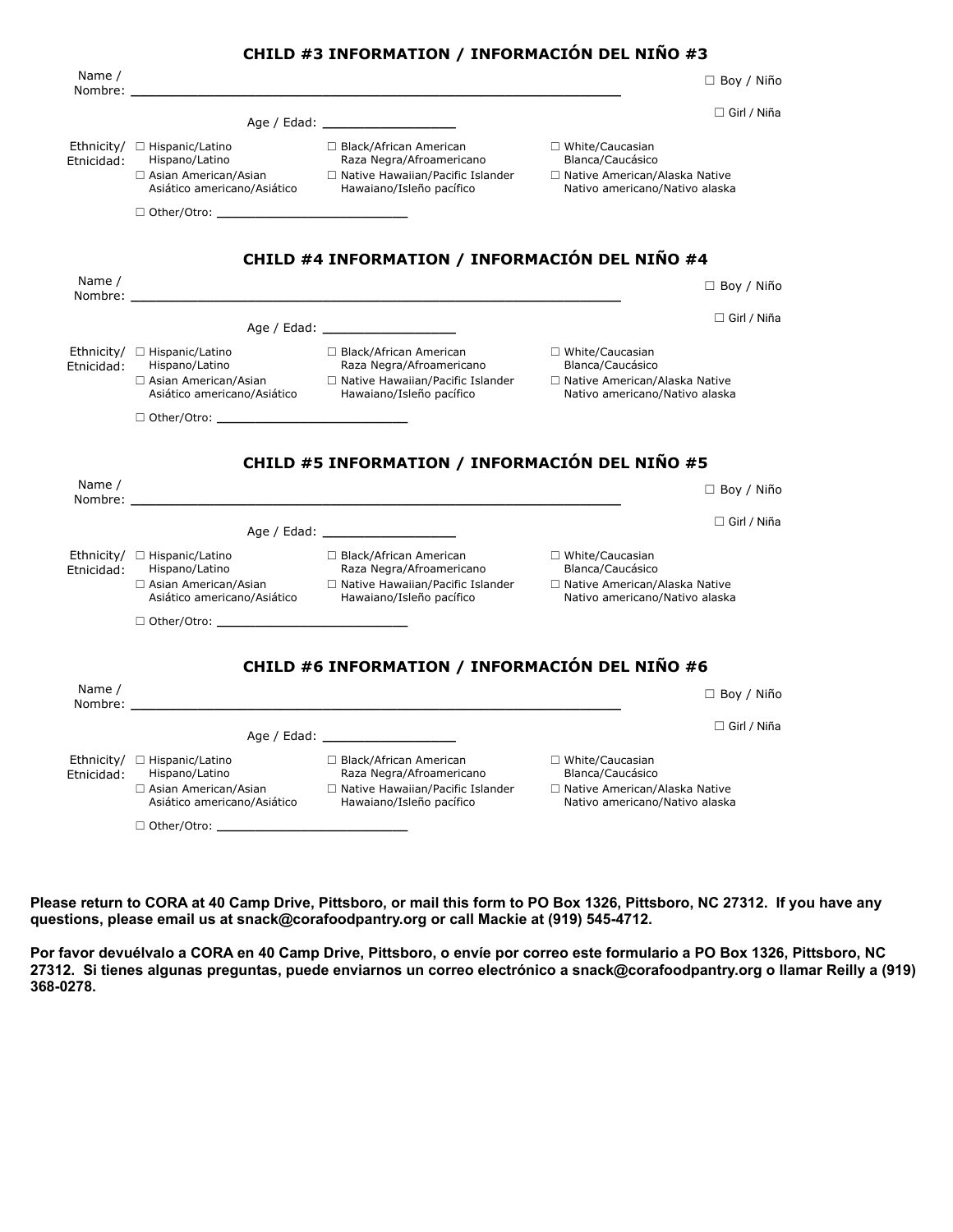## CHILD #3 INFORMATION / INFORMACIÓN DEL NIÑO #3

Name / Nombre: ________________________________________________ ☐ Boy / Niño

Age / Edad: ________________ ☐ Girl / Niña

Ethnicity/ Etnicidad:
- ☐ Hispanic/Latino Hispano/Latino
- ☐ Black/African American Raza Negra/Afroamericano
- ☐ White/Caucasian Blanca/Caucásico
- ☐ Asian American/Asian Asiático americano/Asiático
- ☐ Native Hawaiian/Pacific Islander Hawaiano/Isleño pacífico
- ☐ Native American/Alaska Native Nativo americano/Nativo alaska
- ☐ Other/Otro: ________________________

## CHILD #4 INFORMATION / INFORMACIÓN DEL NIÑO #4

Name / Nombre: ________________________________________________ ☐ Boy / Niño

Age / Edad: ________________ ☐ Girl / Niña

Ethnicity/ Etnicidad:
- ☐ Hispanic/Latino Hispano/Latino
- ☐ Black/African American Raza Negra/Afroamericano
- ☐ White/Caucasian Blanca/Caucásico
- ☐ Asian American/Asian Asiático americano/Asiático
- ☐ Native Hawaiian/Pacific Islander Hawaiano/Isleño pacífico
- ☐ Native American/Alaska Native Nativo americano/Nativo alaska
- ☐ Other/Otro: ________________________

## CHILD #5 INFORMATION / INFORMACIÓN DEL NIÑO #5

Name / Nombre: ________________________________________________ ☐ Boy / Niño

Age / Edad: ________________ ☐ Girl / Niña

Ethnicity/ Etnicidad:
- ☐ Hispanic/Latino Hispano/Latino
- ☐ Black/African American Raza Negra/Afroamericano
- ☐ White/Caucasian Blanca/Caucásico
- ☐ Asian American/Asian Asiático americano/Asiático
- ☐ Native Hawaiian/Pacific Islander Hawaiano/Isleño pacífico
- ☐ Native American/Alaska Native Nativo americano/Nativo alaska
- ☐ Other/Otro: ________________________

## CHILD #6 INFORMATION / INFORMACIÓN DEL NIÑO #6

Name / Nombre: ________________________________________________ ☐ Boy / Niño

Age / Edad: ________________ ☐ Girl / Niña

Ethnicity/ Etnicidad:
- ☐ Hispanic/Latino Hispano/Latino
- ☐ Black/African American Raza Negra/Afroamericano
- ☐ White/Caucasian Blanca/Caucásico
- ☐ Asian American/Asian Asiático americano/Asiático
- ☐ Native Hawaiian/Pacific Islander Hawaiano/Isleño pacífico
- ☐ Native American/Alaska Native Nativo americano/Nativo alaska
- ☐ Other/Otro: ________________________

**Please return to CORA at 40 Camp Drive, Pittsboro, or mail this form to PO Box 1326, Pittsboro, NC 27312. If you have any questions, please email us at snack@corafoodpantry.org or call Mackie at (919) 545-4712.**

**Por favor devuélvalo a CORA en 40 Camp Drive, Pittsboro, o envíe por correo este formulario a PO Box 1326, Pittsboro, NC 27312. Si tienes algunas preguntas, puede enviarnos un correo electrónico a snack@corafoodpantry.org o llamar Reilly a (919) 368-0278.**